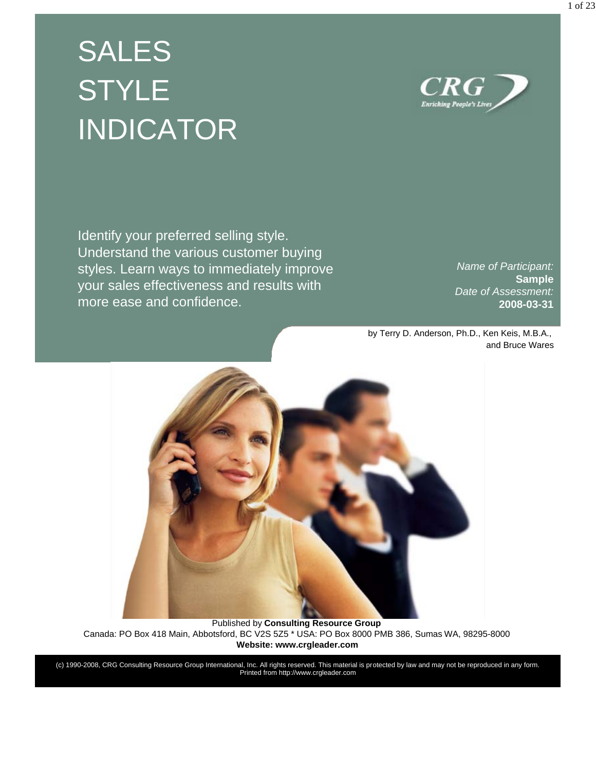# SALES STYLE INDICATOR

Identify your preferred selling style. Understand the various customer buying styles. Learn ways to immediately improve your sales effectiveness and results with more ease and confidence.

*Name of Participant:*
**Sample**
*Date of Assessment:*
**2008-03-31**

by Terry D. Anderson, Ph.D., Ken Keis, M.B.A., and Bruce Wares

Published by **Consulting Resource Group**
Canada: PO Box 418 Main, Abbotsford, BC V2S 5Z5 * USA: PO Box 8000 PMB 386, Sumas WA, 98295-8000
**Website: www.crgleader.com**

(c) 1990-2008, CRG Consulting Resource Group International, Inc. All rights reserved. This material is protected by law and may not be reproduced in any form.
Printed from http://www.crgleader.com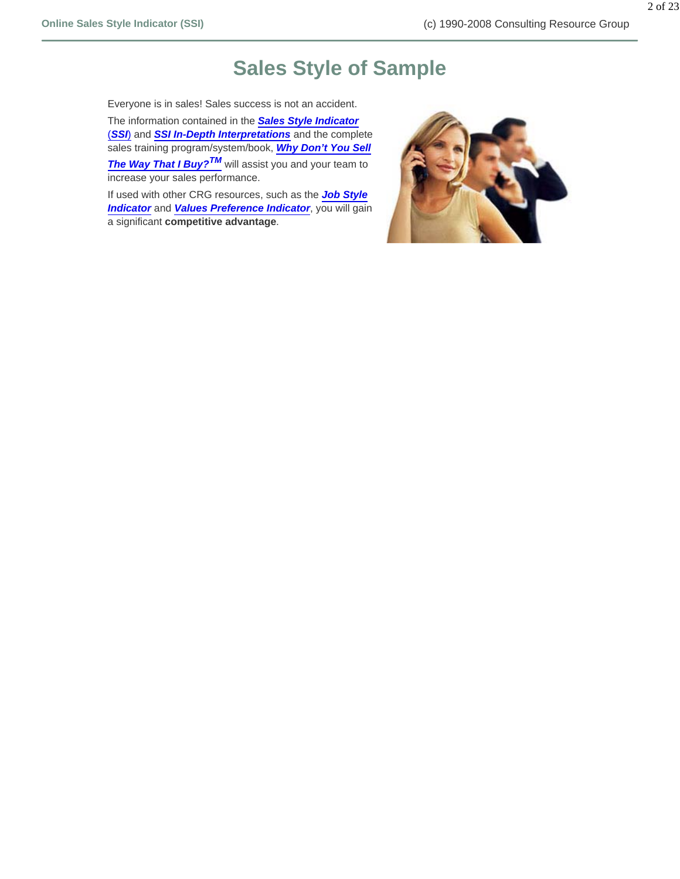# Sales Style of Sample

Everyone is in sales! Sales success is not an accident.

The information contained in the ***Sales Style Indicator* (*SSI*)** and ***SSI In-Depth Interpretations*** and the complete sales training program/system/book, ***Why Don't You Sell The Way That I Buy?™*** will assist you and your team to increase your sales performance.

If used with other CRG resources, such as the ***Job Style Indicator*** and ***Values Preference Indicator***, you will gain a significant **competitive advantage**.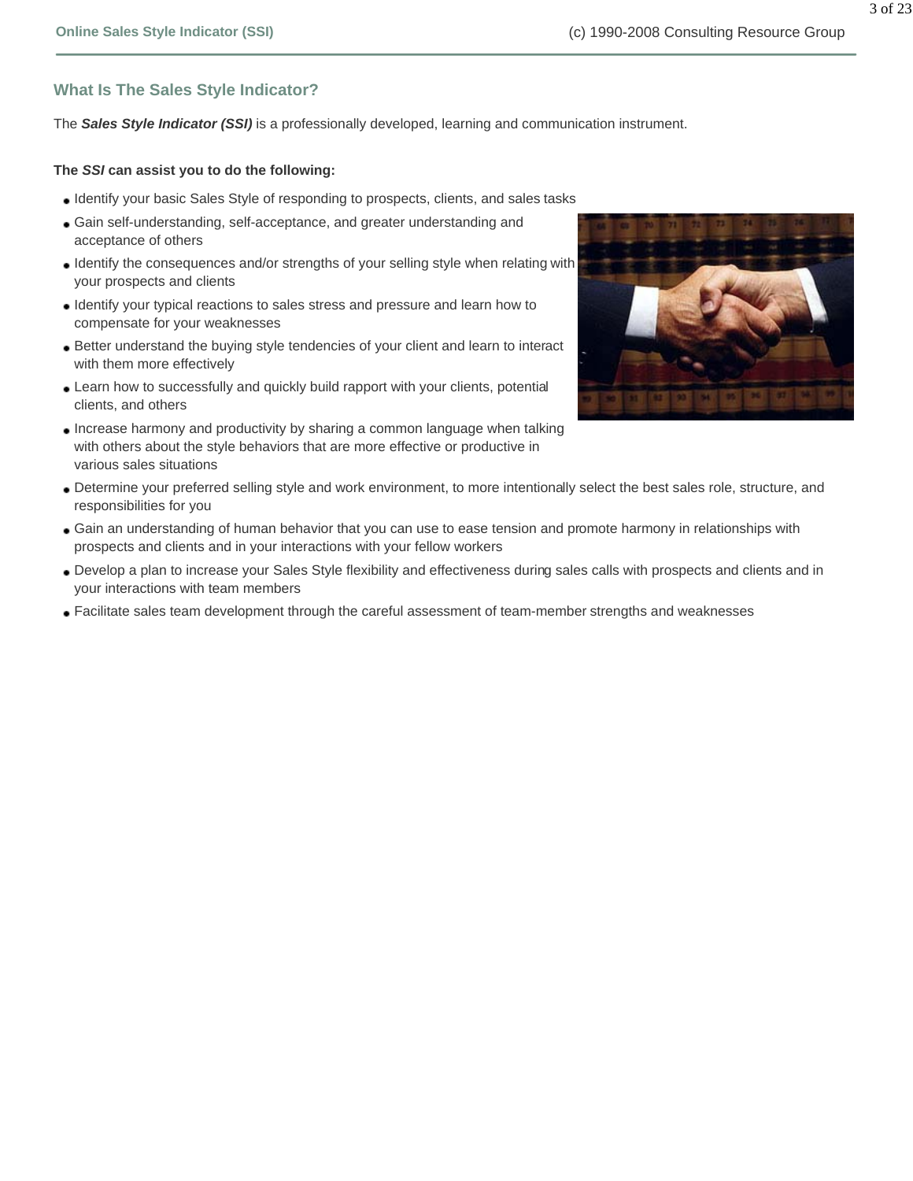## What Is The Sales Style Indicator?

The ***Sales Style Indicator (SSI)*** is a professionally developed, learning and communication instrument.

**The *SSI* can assist you to do the following:**

- Identify your basic Sales Style of responding to prospects, clients, and sales tasks
- Gain self-understanding, self-acceptance, and greater understanding and acceptance of others
- Identify the consequences and/or strengths of your selling style when relating with your prospects and clients
- Identify your typical reactions to sales stress and pressure and learn how to compensate for your weaknesses
- Better understand the buying style tendencies of your client and learn to interact with them more effectively
- Learn how to successfully and quickly build rapport with your clients, potential clients, and others
- Increase harmony and productivity by sharing a common language when talking with others about the style behaviors that are more effective or productive in various sales situations
- Determine your preferred selling style and work environment, to more intentionally select the best sales role, structure, and responsibilities for you
- Gain an understanding of human behavior that you can use to ease tension and promote harmony in relationships with prospects and clients and in your interactions with your fellow workers
- Develop a plan to increase your Sales Style flexibility and effectiveness during sales calls with prospects and clients and in your interactions with team members
- Facilitate sales team development through the careful assessment of team-member strengths and weaknesses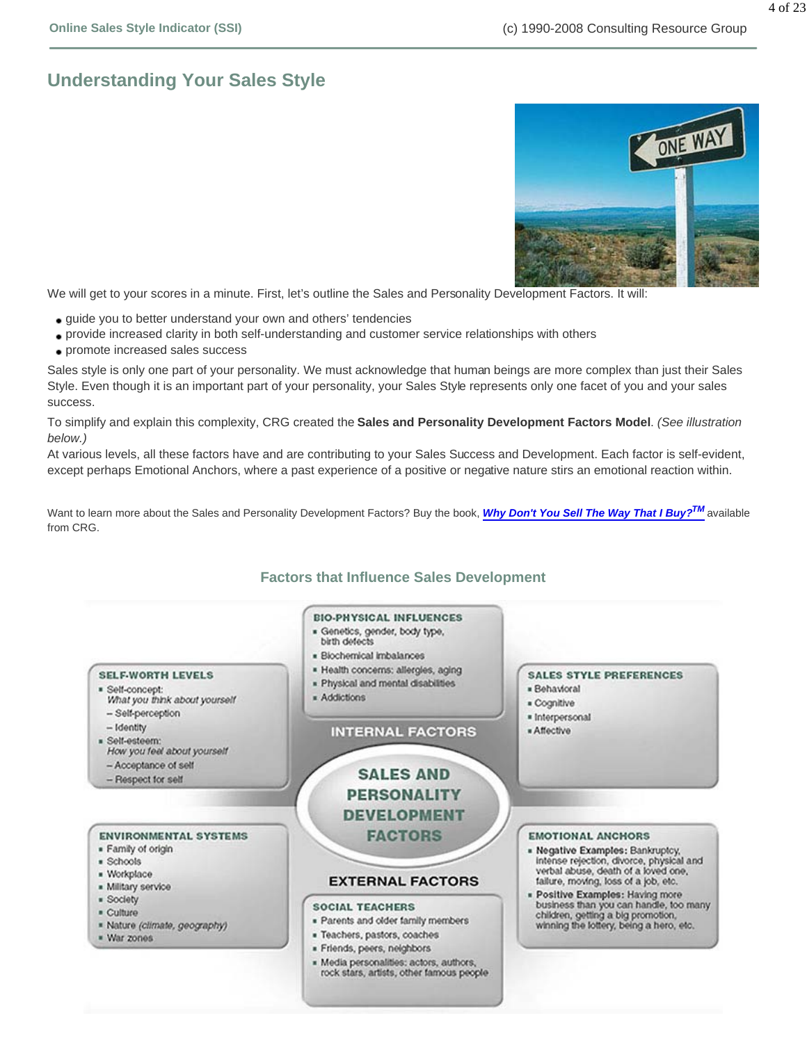## Understanding Your Sales Style

We will get to your scores in a minute. First, let's outline the Sales and Personality Development Factors. It will:

- guide you to better understand your own and others' tendencies
- provide increased clarity in both self-understanding and customer service relationships with others
- promote increased sales success

Sales style is only one part of your personality. We must acknowledge that human beings are more complex than just their Sales Style. Even though it is an important part of your personality, your Sales Style represents only one facet of you and your sales success.

To simplify and explain this complexity, CRG created the **Sales and Personality Development Factors Model**. *(See illustration below.)*

At various levels, all these factors have and are contributing to your Sales Success and Development. Each factor is self-evident, except perhaps Emotional Anchors, where a past experience of a positive or negative nature stirs an emotional reaction within.

Want to learn more about the Sales and Personality Development Factors? Buy the book, ***Why Don't You Sell The Way That I Buy?***[TM] available from CRG.

### Factors that Influence Sales Development

**SALES AND PERSONALITY DEVELOPMENT FACTORS**

**INTERNAL FACTORS**

**BIO-PHYSICAL INFLUENCES**
- Genetics, gender, body type, birth defects
- Biochemical imbalances
- Health concerns: allergies, aging
- Physical and mental disabilities
- Addictions

**SELF-WORTH LEVELS**
- Self-concept: *What you think about yourself*
  - Self-perception
  - Identity
- Self-esteem: *How you feel about yourself*
  - Acceptance of self
  - Respect for self

**SALES STYLE PREFERENCES**
- Behavioral
- Cognitive
- Interpersonal
- Affective

**EXTERNAL FACTORS**

**ENVIRONMENTAL SYSTEMS**
- Family of origin
- Schools
- Workplace
- Military service
- Society
- Culture
- Nature *(climate, geography)*
- War zones

**EMOTIONAL ANCHORS**
- **Negative Examples:** Bankruptcy, intense rejection, divorce, physical and verbal abuse, death of a loved one, failure, moving, loss of a job, etc.
- **Positive Examples:** Having more business than you can handle, too many children, getting a big promotion, winning the lottery, being a hero, etc.

**SOCIAL TEACHERS**
- Parents and older family members
- Teachers, pastors, coaches
- Friends, peers, neighbors
- Media personalities: actors, authors, rock stars, artists, other famous people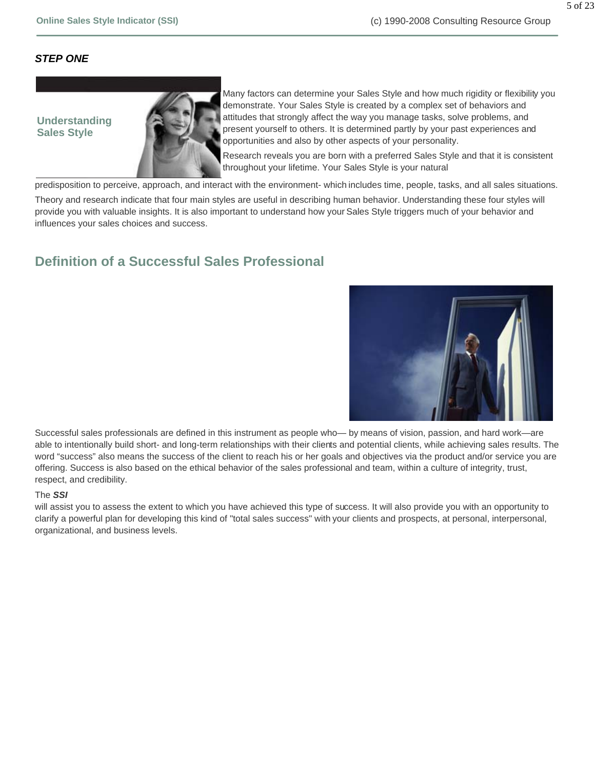***STEP ONE***

## Understanding Sales Style

Many factors can determine your Sales Style and how much rigidity or flexibility you demonstrate. Your Sales Style is created by a complex set of behaviors and attitudes that strongly affect the way you manage tasks, solve problems, and present yourself to others. It is determined partly by your past experiences and opportunities and also by other aspects of your personality.

Research reveals you are born with a preferred Sales Style and that it is consistent throughout your lifetime. Your Sales Style is your natural predisposition to perceive, approach, and interact with the environment- which includes time, people, tasks, and all sales situations.

Theory and research indicate that four main styles are useful in describing human behavior. Understanding these four styles will provide you with valuable insights. It is also important to understand how your Sales Style triggers much of your behavior and influences your sales choices and success.

## Definition of a Successful Sales Professional

Successful sales professionals are defined in this instrument as people who— by means of vision, passion, and hard work—are able to intentionally build short- and long-term relationships with their clients and potential clients, while achieving sales results. The word "success" also means the success of the client to reach his or her goals and objectives via the product and/or service you are offering. Success is also based on the ethical behavior of the sales professional and team, within a culture of integrity, trust, respect, and credibility.

The ***SSI***

will assist you to assess the extent to which you have achieved this type of success. It will also provide you with an opportunity to clarify a powerful plan for developing this kind of "total sales success" with your clients and prospects, at personal, interpersonal, organizational, and business levels.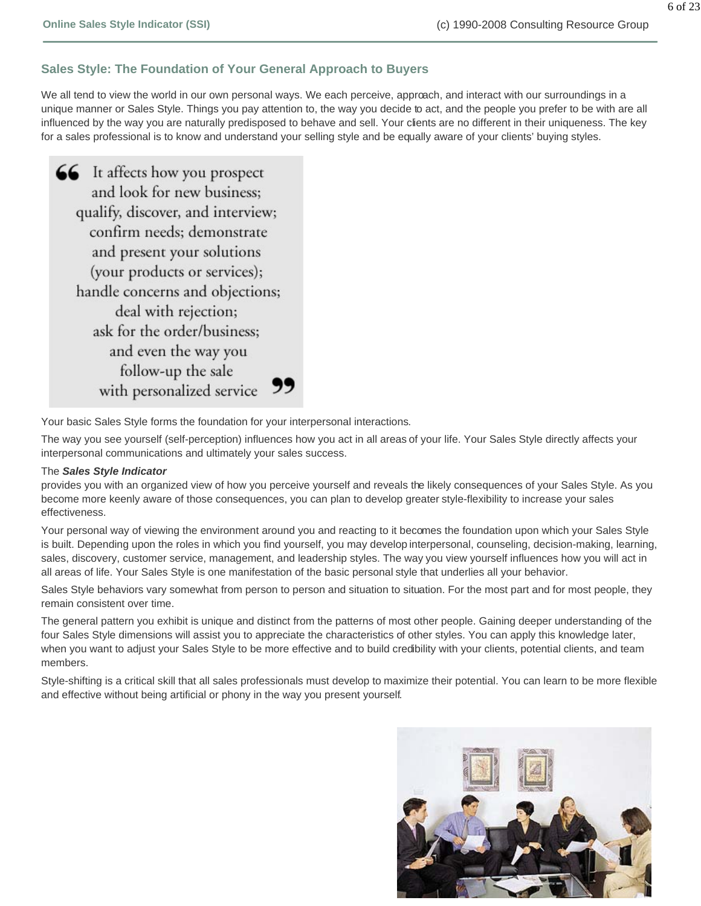## Sales Style: The Foundation of Your General Approach to Buyers

We all tend to view the world in our own personal ways. We each perceive, approach, and interact with our surroundings in a unique manner or Sales Style. Things you pay attention to, the way you decide to act, and the people you prefer to be with are all influenced by the way you are naturally predisposed to behave and sell. Your clients are no different in their uniqueness. The key for a sales professional is to know and understand your selling style and be equally aware of your clients' buying styles.

> “It affects how you prospect and look for new business; qualify, discover, and interview; confirm needs; demonstrate and present your solutions (your products or services); handle concerns and objections; deal with rejection; ask for the order/business; and even the way you follow-up the sale with personalized service”

Your basic Sales Style forms the foundation for your interpersonal interactions.

The way you see yourself (self-perception) influences how you act in all areas of your life. Your Sales Style directly affects your interpersonal communications and ultimately your sales success.

The ***Sales Style Indicator*** provides you with an organized view of how you perceive yourself and reveals the likely consequences of your Sales Style. As you become more keenly aware of those consequences, you can plan to develop greater style-flexibility to increase your sales effectiveness.

Your personal way of viewing the environment around you and reacting to it becomes the foundation upon which your Sales Style is built. Depending upon the roles in which you find yourself, you may develop interpersonal, counseling, decision-making, learning, sales, discovery, customer service, management, and leadership styles. The way you view yourself influences how you will act in all areas of life. Your Sales Style is one manifestation of the basic personal style that underlies all your behavior.

Sales Style behaviors vary somewhat from person to person and situation to situation. For the most part and for most people, they remain consistent over time.

The general pattern you exhibit is unique and distinct from the patterns of most other people. Gaining deeper understanding of the four Sales Style dimensions will assist you to appreciate the characteristics of other styles. You can apply this knowledge later, when you want to adjust your Sales Style to be more effective and to build credibility with your clients, potential clients, and team members.

Style-shifting is a critical skill that all sales professionals must develop to maximize their potential. You can learn to be more flexible and effective without being artificial or phony in the way you present yourself.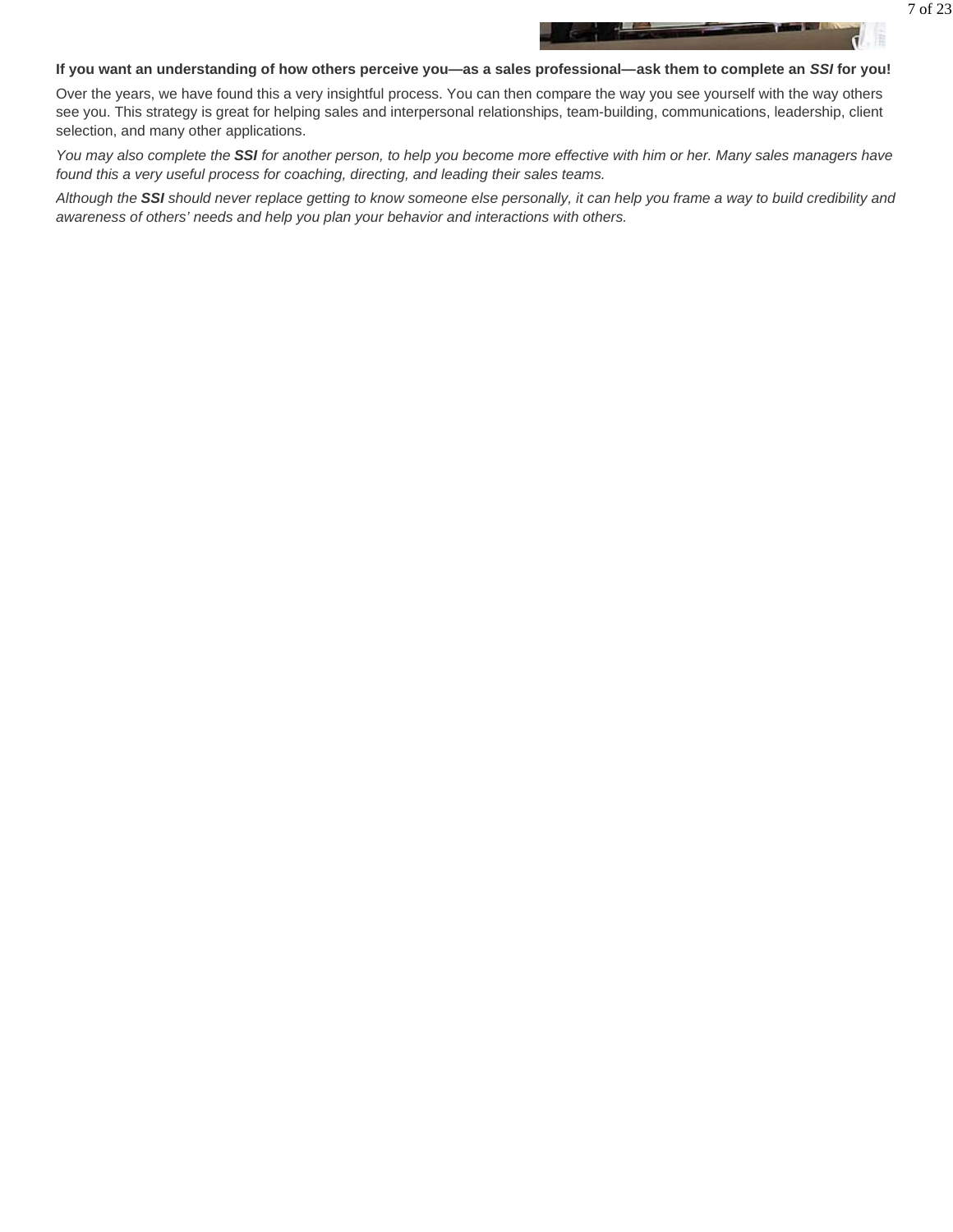**If you want an understanding of how others perceive you—as a sales professional—ask them to complete an *SSI* for you!**

Over the years, we have found this a very insightful process. You can then compare the way you see yourself with the way others see you. This strategy is great for helping sales and interpersonal relationships, team-building, communications, leadership, client selection, and many other applications.

*You may also complete the **SSI** for another person, to help you become more effective with him or her. Many sales managers have found this a very useful process for coaching, directing, and leading their sales teams.*

*Although the **SSI** should never replace getting to know someone else personally, it can help you frame a way to build credibility and awareness of others' needs and help you plan your behavior and interactions with others.*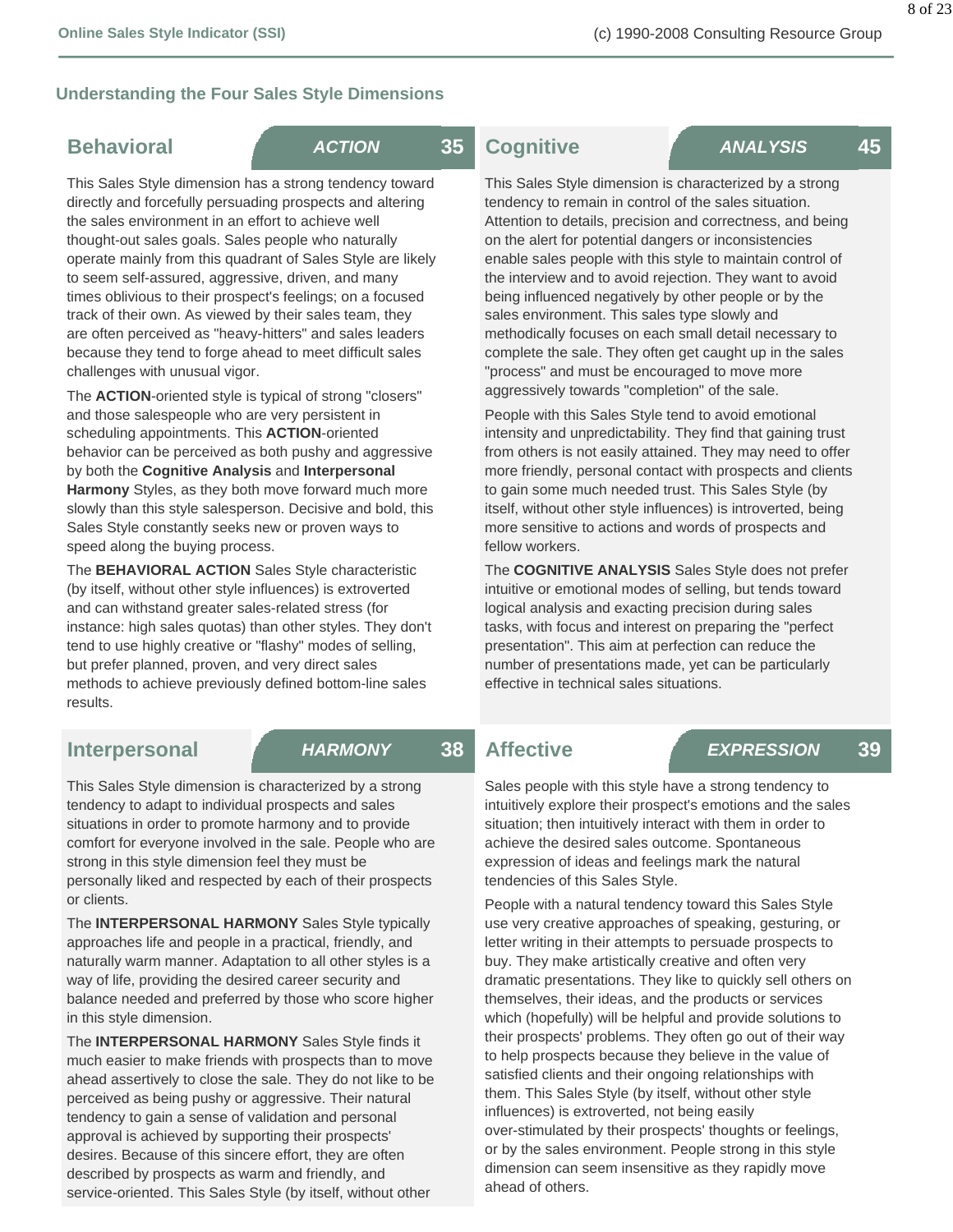## Understanding the Four Sales Style Dimensions

### Behavioral — *ACTION* 35

This Sales Style dimension has a strong tendency toward directly and forcefully persuading prospects and altering the sales environment in an effort to achieve well thought-out sales goals. Sales people who naturally operate mainly from this quadrant of Sales Style are likely to seem self-assured, aggressive, driven, and many times oblivious to their prospect's feelings; on a focused track of their own. As viewed by their sales team, they are often perceived as "heavy-hitters" and sales leaders because they tend to forge ahead to meet difficult sales challenges with unusual vigor.

The **ACTION**-oriented style is typical of strong "closers" and those salespeople who are very persistent in scheduling appointments. This **ACTION**-oriented behavior can be perceived as both pushy and aggressive by both the **Cognitive Analysis** and **Interpersonal Harmony** Styles, as they both move forward much more slowly than this style salesperson. Decisive and bold, this Sales Style constantly seeks new or proven ways to speed along the buying process.

The **BEHAVIORAL ACTION** Sales Style characteristic (by itself, without other style influences) is extroverted and can withstand greater sales-related stress (for instance: high sales quotas) than other styles. They don't tend to use highly creative or "flashy" modes of selling, but prefer planned, proven, and very direct sales methods to achieve previously defined bottom-line sales results.

### Cognitive — *ANALYSIS* 45

This Sales Style dimension is characterized by a strong tendency to remain in control of the sales situation. Attention to details, precision and correctness, and being on the alert for potential dangers or inconsistencies enable sales people with this style to maintain control of the interview and to avoid rejection. They want to avoid being influenced negatively by other people or by the sales environment. This sales type slowly and methodically focuses on each small detail necessary to complete the sale. They often get caught up in the sales "process" and must be encouraged to move more aggressively towards "completion" of the sale.

People with this Sales Style tend to avoid emotional intensity and unpredictability. They find that gaining trust from others is not easily attained. They may need to offer more friendly, personal contact with prospects and clients to gain some much needed trust. This Sales Style (by itself, without other style influences) is introverted, being more sensitive to actions and words of prospects and fellow workers.

The **COGNITIVE ANALYSIS** Sales Style does not prefer intuitive or emotional modes of selling, but tends toward logical analysis and exacting precision during sales tasks, with focus and interest on preparing the "perfect presentation". This aim at perfection can reduce the number of presentations made, yet can be particularly effective in technical sales situations.

### Interpersonal — *HARMONY* 38

This Sales Style dimension is characterized by a strong tendency to adapt to individual prospects and sales situations in order to promote harmony and to provide comfort for everyone involved in the sale. People who are strong in this style dimension feel they must be personally liked and respected by each of their prospects or clients.

The **INTERPERSONAL HARMONY** Sales Style typically approaches life and people in a practical, friendly, and naturally warm manner. Adaptation to all other styles is a way of life, providing the desired career security and balance needed and preferred by those who score higher in this style dimension.

The **INTERPERSONAL HARMONY** Sales Style finds it much easier to make friends with prospects than to move ahead assertively to close the sale. They do not like to be perceived as being pushy or aggressive. Their natural tendency to gain a sense of validation and personal approval is achieved by supporting their prospects' desires. Because of this sincere effort, they are often described by prospects as warm and friendly, and service-oriented. This Sales Style (by itself, without other

### Affective — *EXPRESSION* 39

Sales people with this style have a strong tendency to intuitively explore their prospect's emotions and the sales situation; then intuitively interact with them in order to achieve the desired sales outcome. Spontaneous expression of ideas and feelings mark the natural tendencies of this Sales Style.

People with a natural tendency toward this Sales Style use very creative approaches of speaking, gesturing, or letter writing in their attempts to persuade prospects to buy. They make artistically creative and often very dramatic presentations. They like to quickly sell others on themselves, their ideas, and the products or services which (hopefully) will be helpful and provide solutions to their prospects' problems. They often go out of their way to help prospects because they believe in the value of satisfied clients and their ongoing relationships with them. This Sales Style (by itself, without other style influences) is extroverted, not being easily over-stimulated by their prospects' thoughts or feelings, or by the sales environment. People strong in this style dimension can seem insensitive as they rapidly move ahead of others.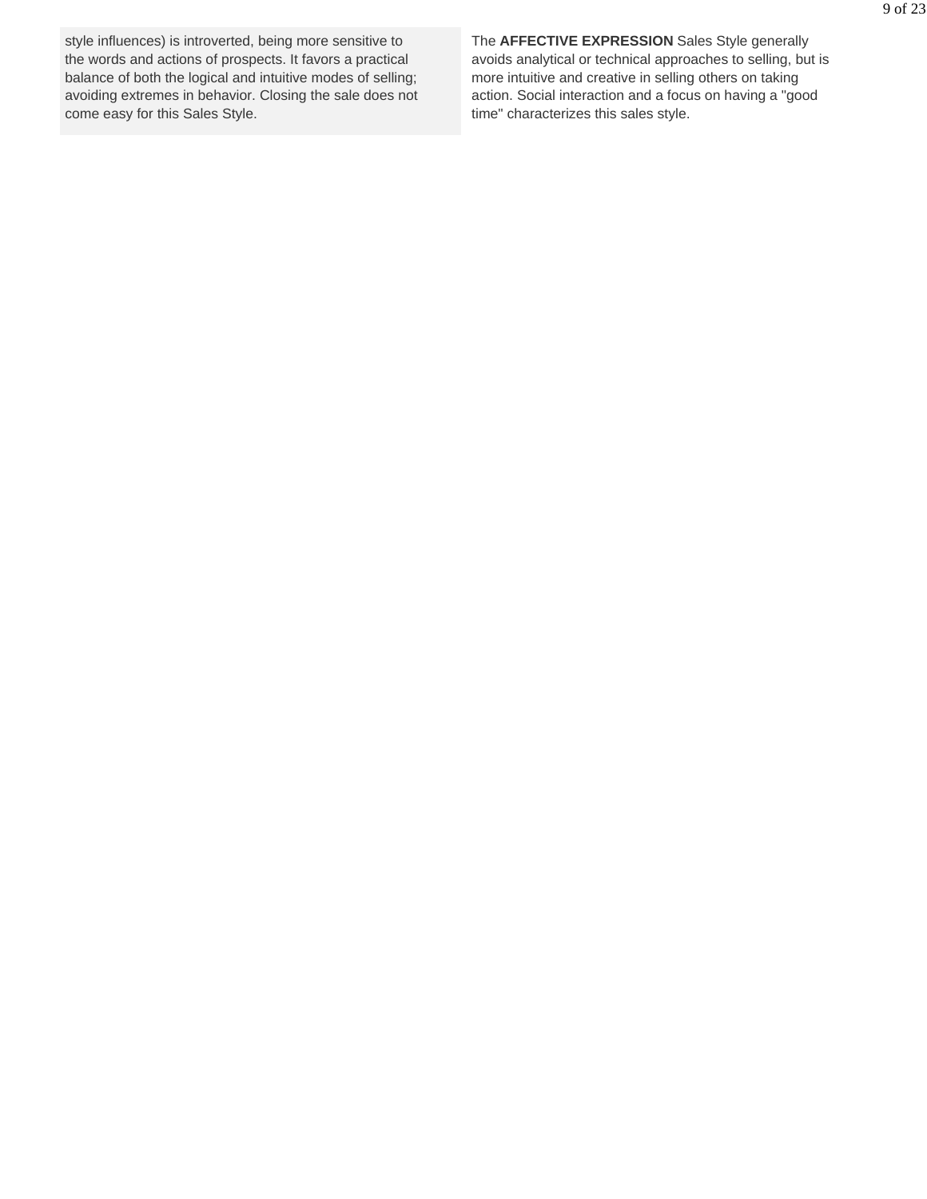style influences) is introverted, being more sensitive to the words and actions of prospects. It favors a practical balance of both the logical and intuitive modes of selling; avoiding extremes in behavior. Closing the sale does not come easy for this Sales Style.

The **AFFECTIVE EXPRESSION** Sales Style generally avoids analytical or technical approaches to selling, but is more intuitive and creative in selling others on taking action. Social interaction and a focus on having a "good time" characterizes this sales style.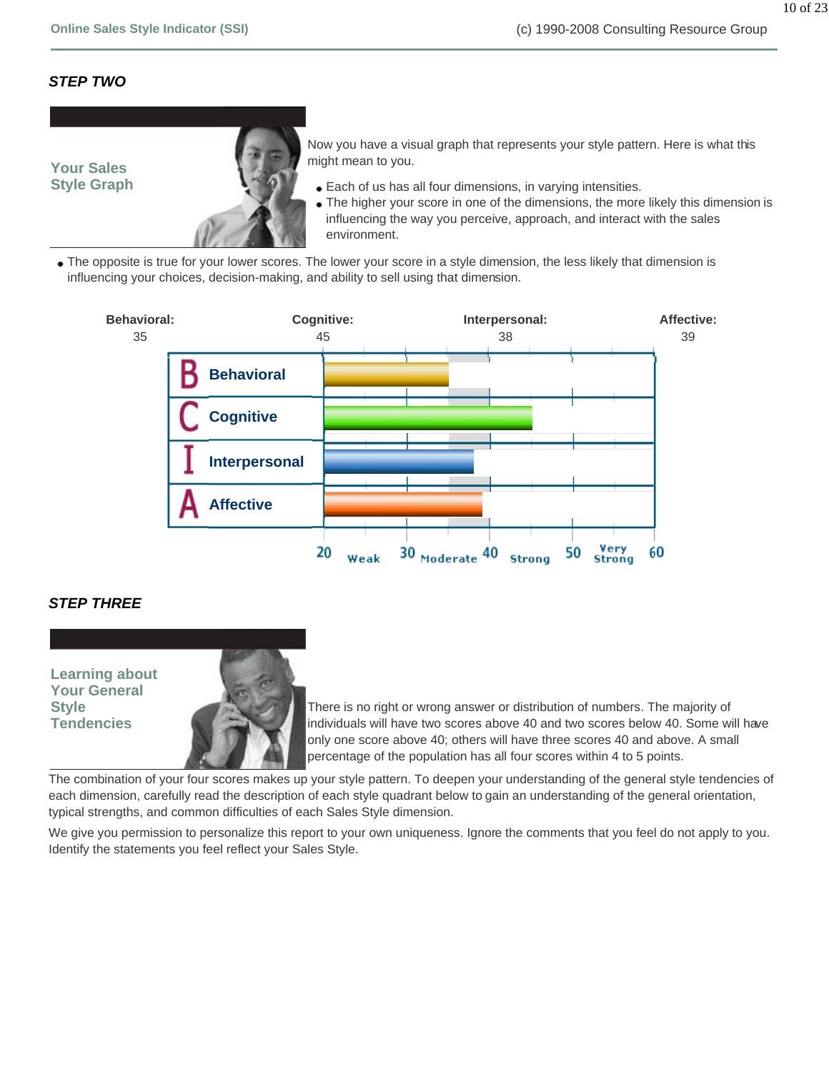### *STEP TWO*

**Your Sales Style Graph**

Now you have a visual graph that represents your style pattern. Here is what this might mean to you.

- Each of us has all four dimensions, in varying intensities.
- The higher your score in one of the dimensions, the more likely this dimension is influencing the way you perceive, approach, and interact with the sales environment.
- The opposite is true for your lower scores. The lower your score in a style dimension, the less likely that dimension is influencing your choices, decision-making, and ability to sell using that dimension.

| Behavioral: | Cognitive: | Interpersonal: | Affective: |
|---|---|---|---|
| 35 | 45 | 38 | 39 |

| Dimension | Score |
|---|---|
| B Behavioral | 35 |
| C Cognitive | 45 |
| I Interpersonal | 38 |
| A Affective | 39 |

Scale: 20 Weak 30 Moderate 40 Strong 50 Very Strong 60

### *STEP THREE*

**Learning about Your General Style Tendencies**

There is no right or wrong answer or distribution of numbers. The majority of individuals will have two scores above 40 and two scores below 40. Some will have only one score above 40; others will have three scores 40 and above. A small percentage of the population has all four scores within 4 to 5 points.

The combination of your four scores makes up your style pattern. To deepen your understanding of the general style tendencies of each dimension, carefully read the description of each style quadrant below to gain an understanding of the general orientation, typical strengths, and common difficulties of each Sales Style dimension.

We give you permission to personalize this report to your own uniqueness. Ignore the comments that you feel do not apply to you. Identify the statements you feel reflect your Sales Style.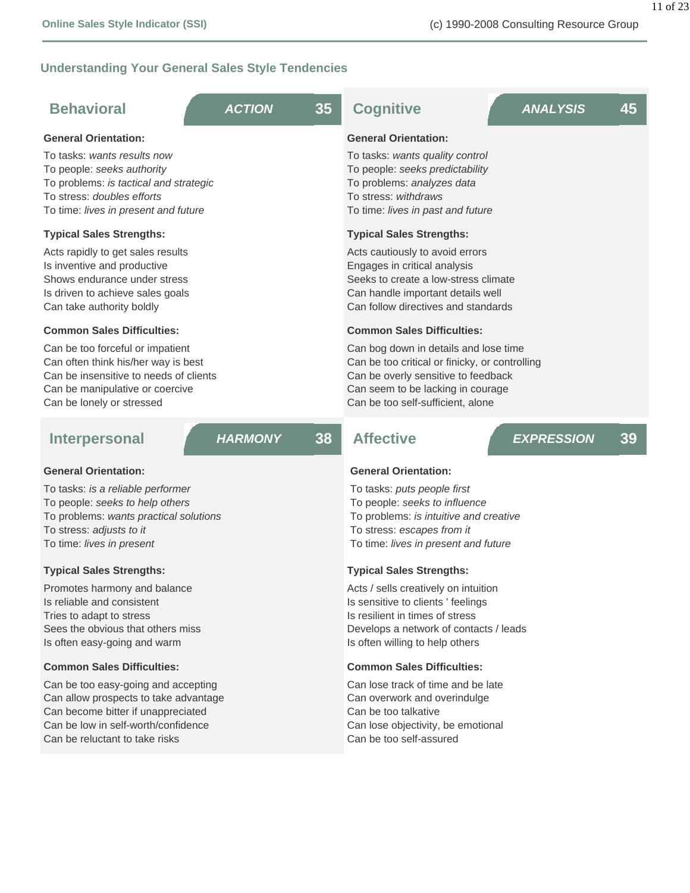## Understanding Your General Sales Style Tendencies

### Behavioral — *ACTION* 35

**General Orientation:**

To tasks: *wants results now*
To people: *seeks authority*
To problems: *is tactical and strategic*
To stress: *doubles efforts*
To time: *lives in present and future*

**Typical Sales Strengths:**

Acts rapidly to get sales results
Is inventive and productive
Shows endurance under stress
Is driven to achieve sales goals
Can take authority boldly

**Common Sales Difficulties:**

Can be too forceful or impatient
Can often think his/her way is best
Can be insensitive to needs of clients
Can be manipulative or coercive
Can be lonely or stressed

### Cognitive — *ANALYSIS* 45

**General Orientation:**

To tasks: *wants quality control*
To people: *seeks predictability*
To problems: *analyzes data*
To stress: *withdraws*
To time: *lives in past and future*

**Typical Sales Strengths:**

Acts cautiously to avoid errors
Engages in critical analysis
Seeks to create a low-stress climate
Can handle important details well
Can follow directives and standards

**Common Sales Difficulties:**

Can bog down in details and lose time
Can be too critical or finicky, or controlling
Can be overly sensitive to feedback
Can seem to be lacking in courage
Can be too self-sufficient, alone

### Interpersonal — *HARMONY* 38

**General Orientation:**

To tasks: *is a reliable performer*
To people: *seeks to help others*
To problems: *wants practical solutions*
To stress: *adjusts to it*
To time: *lives in present*

**Typical Sales Strengths:**

Promotes harmony and balance
Is reliable and consistent
Tries to adapt to stress
Sees the obvious that others miss
Is often easy-going and warm

**Common Sales Difficulties:**

Can be too easy-going and accepting
Can allow prospects to take advantage
Can become bitter if unappreciated
Can be low in self-worth/confidence
Can be reluctant to take risks

### Affective — *EXPRESSION* 39

**General Orientation:**

To tasks: *puts people first*
To people: *seeks to influence*
To problems: *is intuitive and creative*
To stress: *escapes from it*
To time: *lives in present and future*

**Typical Sales Strengths:**

Acts / sells creatively on intuition
Is sensitive to clients ' feelings
Is resilient in times of stress
Develops a network of contacts / leads
Is often willing to help others

**Common Sales Difficulties:**

Can lose track of time and be late
Can overwork and overindulge
Can be too talkative
Can lose objectivity, be emotional
Can be too self-assured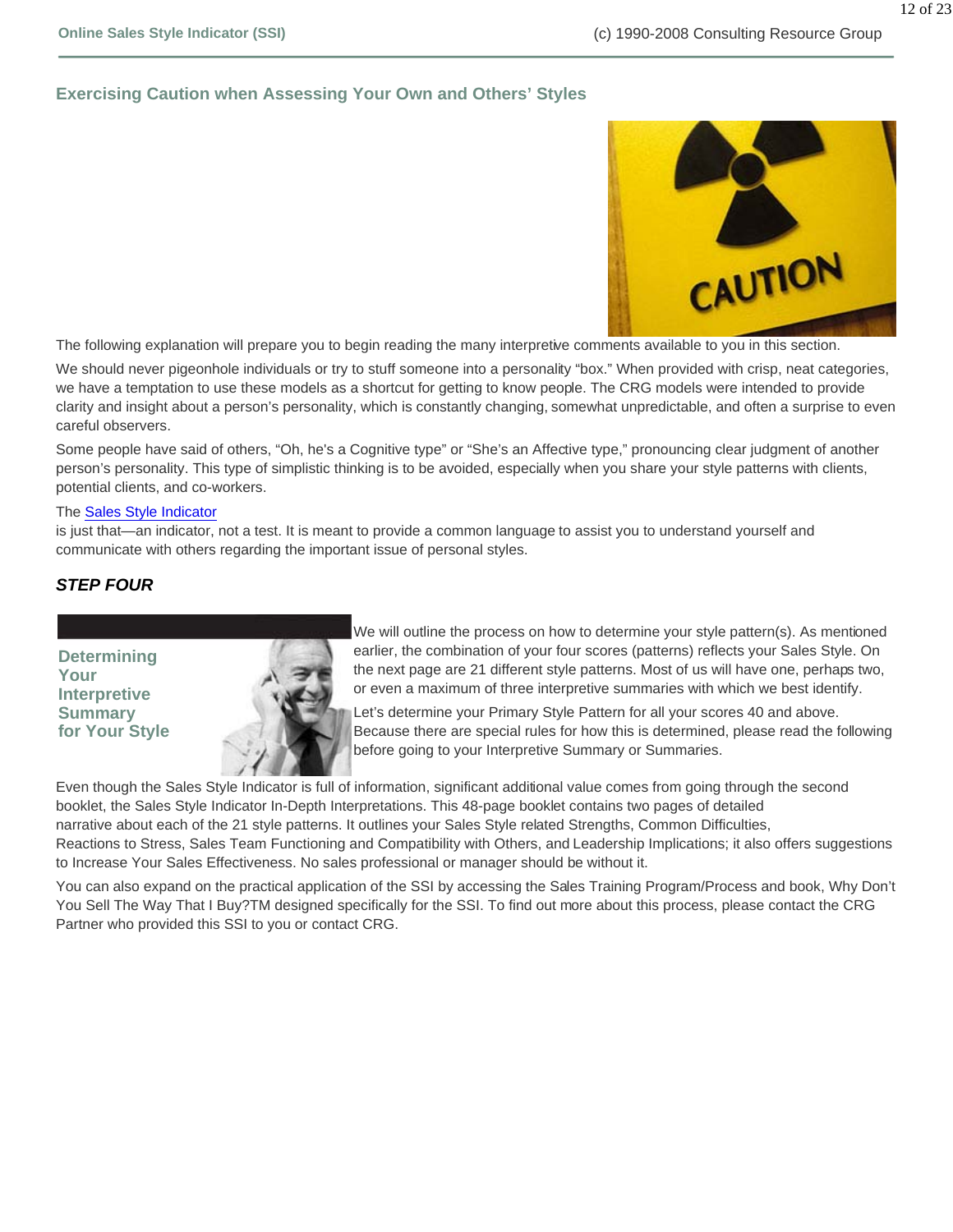## Exercising Caution when Assessing Your Own and Others' Styles

The following explanation will prepare you to begin reading the many interpretive comments available to you in this section.

We should never pigeonhole individuals or try to stuff someone into a personality "box." When provided with crisp, neat categories, we have a temptation to use these models as a shortcut for getting to know people. The CRG models were intended to provide clarity and insight about a person's personality, which is constantly changing, somewhat unpredictable, and often a surprise to even careful observers.

Some people have said of others, "Oh, he's a Cognitive type" or "She's an Affective type," pronouncing clear judgment of another person's personality. This type of simplistic thinking is to be avoided, especially when you share your style patterns with clients, potential clients, and co-workers.

The Sales Style Indicator is just that—an indicator, not a test. It is meant to provide a common language to assist you to understand yourself and communicate with others regarding the important issue of personal styles.

### *STEP FOUR*

**Determining Your Interpretive Summary for Your Style**

We will outline the process on how to determine your style pattern(s). As mentioned earlier, the combination of your four scores (patterns) reflects your Sales Style. On the next page are 21 different style patterns. Most of us will have one, perhaps two, or even a maximum of three interpretive summaries with which we best identify.

Let's determine your Primary Style Pattern for all your scores 40 and above. Because there are special rules for how this is determined, please read the following before going to your Interpretive Summary or Summaries.

Even though the Sales Style Indicator is full of information, significant additional value comes from going through the second booklet, the Sales Style Indicator In-Depth Interpretations. This 48-page booklet contains two pages of detailed narrative about each of the 21 style patterns. It outlines your Sales Style related Strengths, Common Difficulties, Reactions to Stress, Sales Team Functioning and Compatibility with Others, and Leadership Implications; it also offers suggestions to Increase Your Sales Effectiveness. No sales professional or manager should be without it.

You can also expand on the practical application of the SSI by accessing the Sales Training Program/Process and book, Why Don't You Sell The Way That I Buy?TM designed specifically for the SSI. To find out more about this process, please contact the CRG Partner who provided this SSI to you or contact CRG.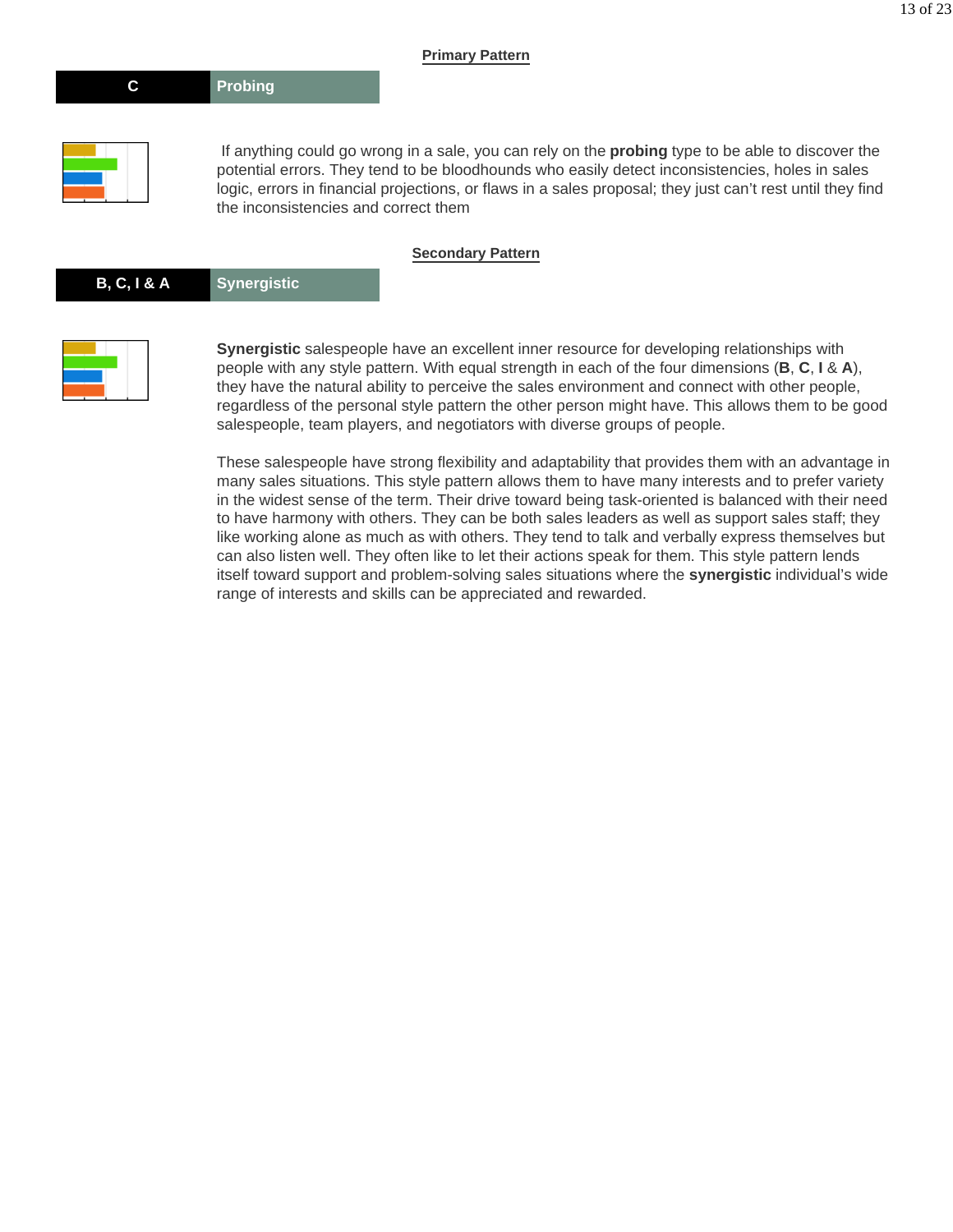## Primary Pattern

| C | Probing |
|---|---|

If anything could go wrong in a sale, you can rely on the **probing** type to be able to discover the potential errors. They tend to be bloodhounds who easily detect inconsistencies, holes in sales logic, errors in financial projections, or flaws in a sales proposal; they just can't rest until they find the inconsistencies and correct them

## Secondary Pattern

| B, C, I & A | Synergistic |
|---|---|

**Synergistic** salespeople have an excellent inner resource for developing relationships with people with any style pattern. With equal strength in each of the four dimensions (**B**, **C**, **I** & **A**), they have the natural ability to perceive the sales environment and connect with other people, regardless of the personal style pattern the other person might have. This allows them to be good salespeople, team players, and negotiators with diverse groups of people.

These salespeople have strong flexibility and adaptability that provides them with an advantage in many sales situations. This style pattern allows them to have many interests and to prefer variety in the widest sense of the term. Their drive toward being task-oriented is balanced with their need to have harmony with others. They can be both sales leaders as well as support sales staff; they like working alone as much as with others. They tend to talk and verbally express themselves but can also listen well. They often like to let their actions speak for them. This style pattern lends itself toward support and problem-solving sales situations where the **synergistic** individual's wide range of interests and skills can be appreciated and rewarded.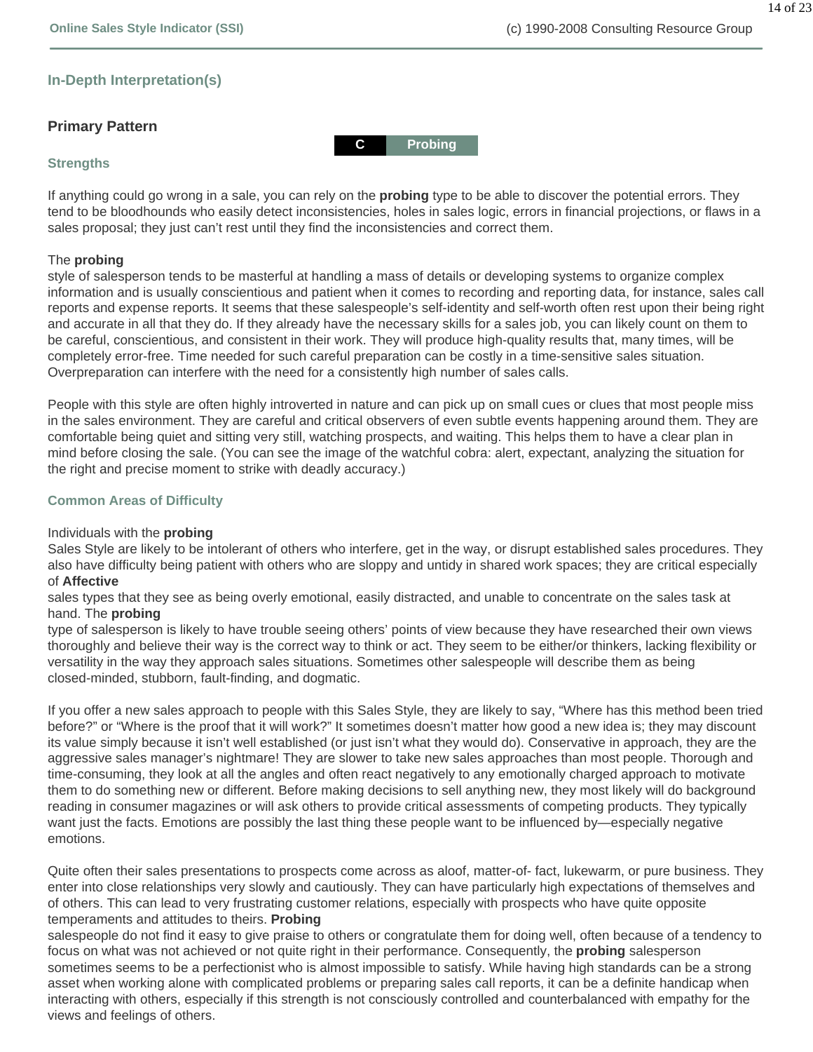## In-Depth Interpretation(s)

### Primary Pattern

| C | Probing |
|---|---|

#### Strengths

If anything could go wrong in a sale, you can rely on the **probing** type to be able to discover the potential errors. They tend to be bloodhounds who easily detect inconsistencies, holes in sales logic, errors in financial projections, or flaws in a sales proposal; they just can't rest until they find the inconsistencies and correct them.

The **probing** style of salesperson tends to be masterful at handling a mass of details or developing systems to organize complex information and is usually conscientious and patient when it comes to recording and reporting data, for instance, sales call reports and expense reports. It seems that these salespeople's self-identity and self-worth often rest upon their being right and accurate in all that they do. If they already have the necessary skills for a sales job, you can likely count on them to be careful, conscientious, and consistent in their work. They will produce high-quality results that, many times, will be completely error-free. Time needed for such careful preparation can be costly in a time-sensitive sales situation. Overpreparation can interfere with the need for a consistently high number of sales calls.

People with this style are often highly introverted in nature and can pick up on small cues or clues that most people miss in the sales environment. They are careful and critical observers of even subtle events happening around them. They are comfortable being quiet and sitting very still, watching prospects, and waiting. This helps them to have a clear plan in mind before closing the sale. (You can see the image of the watchful cobra: alert, expectant, analyzing the situation for the right and precise moment to strike with deadly accuracy.)

#### Common Areas of Difficulty

Individuals with the **probing** Sales Style are likely to be intolerant of others who interfere, get in the way, or disrupt established sales procedures. They also have difficulty being patient with others who are sloppy and untidy in shared work spaces; they are critical especially of **Affective** sales types that they see as being overly emotional, easily distracted, and unable to concentrate on the sales task at hand. The **probing** type of salesperson is likely to have trouble seeing others' points of view because they have researched their own views thoroughly and believe their way is the correct way to think or act. They seem to be either/or thinkers, lacking flexibility or versatility in the way they approach sales situations. Sometimes other salespeople will describe them as being closed-minded, stubborn, fault-finding, and dogmatic.

If you offer a new sales approach to people with this Sales Style, they are likely to say, "Where has this method been tried before?" or "Where is the proof that it will work?" It sometimes doesn't matter how good a new idea is; they may discount its value simply because it isn't well established (or just isn't what they would do). Conservative in approach, they are the aggressive sales manager's nightmare! They are slower to take new sales approaches than most people. Thorough and time-consuming, they look at all the angles and often react negatively to any emotionally charged approach to motivate them to do something new or different. Before making decisions to sell anything new, they most likely will do background reading in consumer magazines or will ask others to provide critical assessments of competing products. They typically want just the facts. Emotions are possibly the last thing these people want to be influenced by—especially negative emotions.

Quite often their sales presentations to prospects come across as aloof, matter-of- fact, lukewarm, or pure business. They enter into close relationships very slowly and cautiously. They can have particularly high expectations of themselves and of others. This can lead to very frustrating customer relations, especially with prospects who have quite opposite temperaments and attitudes to theirs. **Probing** salespeople do not find it easy to give praise to others or congratulate them for doing well, often because of a tendency to focus on what was not achieved or not quite right in their performance. Consequently, the **probing** salesperson sometimes seems to be a perfectionist who is almost impossible to satisfy. While having high standards can be a strong asset when working alone with complicated problems or preparing sales call reports, it can be a definite handicap when interacting with others, especially if this strength is not consciously controlled and counterbalanced with empathy for the views and feelings of others.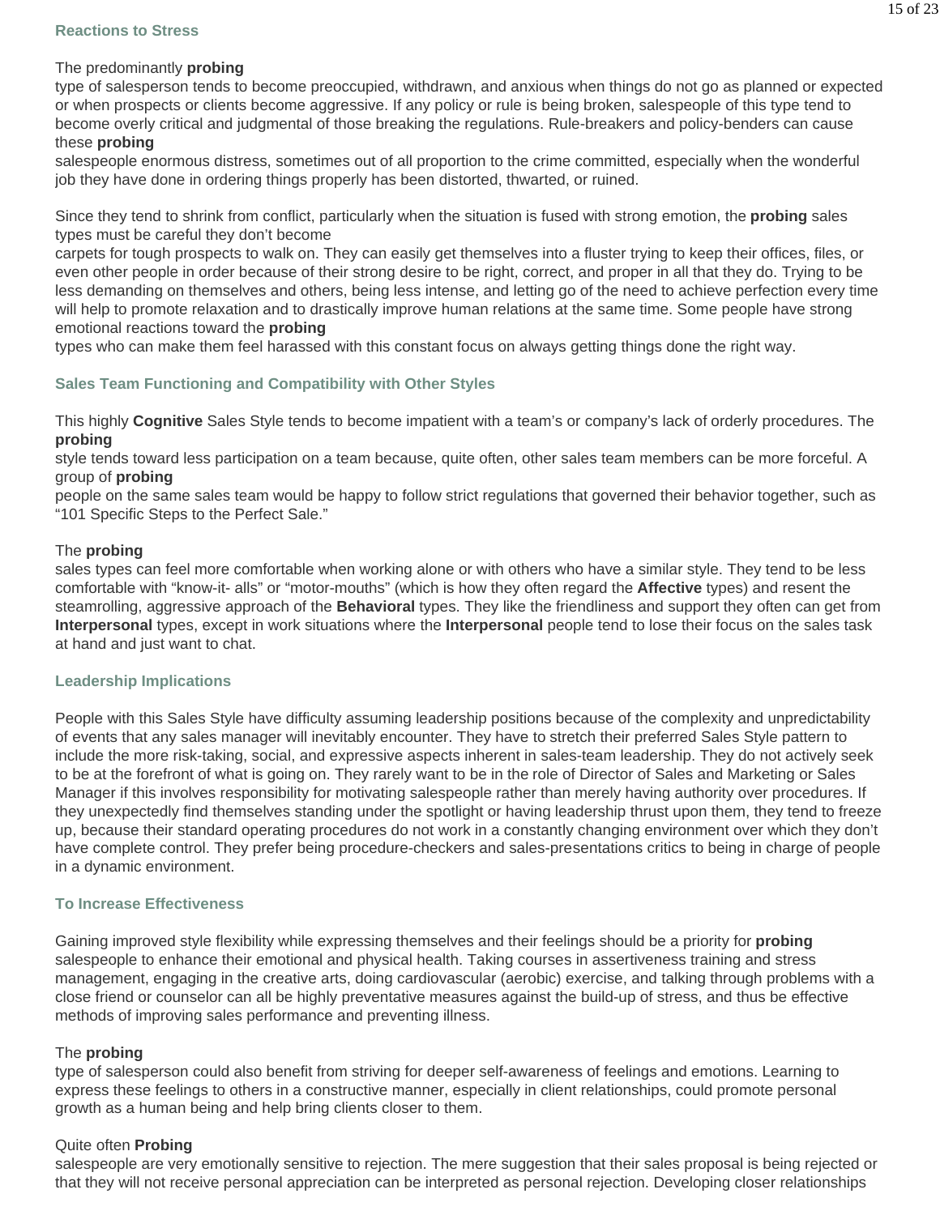### Reactions to Stress

The predominantly **probing** type of salesperson tends to become preoccupied, withdrawn, and anxious when things do not go as planned or expected or when prospects or clients become aggressive. If any policy or rule is being broken, salespeople of this type tend to become overly critical and judgmental of those breaking the regulations. Rule-breakers and policy-benders can cause these **probing** salespeople enormous distress, sometimes out of all proportion to the crime committed, especially when the wonderful job they have done in ordering things properly has been distorted, thwarted, or ruined.

Since they tend to shrink from conflict, particularly when the situation is fused with strong emotion, the **probing** sales types must be careful they don't become carpets for tough prospects to walk on. They can easily get themselves into a fluster trying to keep their offices, files, or even other people in order because of their strong desire to be right, correct, and proper in all that they do. Trying to be less demanding on themselves and others, being less intense, and letting go of the need to achieve perfection every time will help to promote relaxation and to drastically improve human relations at the same time. Some people have strong emotional reactions toward the **probing** types who can make them feel harassed with this constant focus on always getting things done the right way.

### Sales Team Functioning and Compatibility with Other Styles

This highly **Cognitive** Sales Style tends to become impatient with a team's or company's lack of orderly procedures. The **probing** style tends toward less participation on a team because, quite often, other sales team members can be more forceful. A group of **probing** people on the same sales team would be happy to follow strict regulations that governed their behavior together, such as "101 Specific Steps to the Perfect Sale."

The **probing** sales types can feel more comfortable when working alone or with others who have a similar style. They tend to be less comfortable with "know-it- alls" or "motor-mouths" (which is how they often regard the **Affective** types) and resent the steamrolling, aggressive approach of the **Behavioral** types. They like the friendliness and support they often can get from **Interpersonal** types, except in work situations where the **Interpersonal** people tend to lose their focus on the sales task at hand and just want to chat.

### Leadership Implications

People with this Sales Style have difficulty assuming leadership positions because of the complexity and unpredictability of events that any sales manager will inevitably encounter. They have to stretch their preferred Sales Style pattern to include the more risk-taking, social, and expressive aspects inherent in sales-team leadership. They do not actively seek to be at the forefront of what is going on. They rarely want to be in the role of Director of Sales and Marketing or Sales Manager if this involves responsibility for motivating salespeople rather than merely having authority over procedures. If they unexpectedly find themselves standing under the spotlight or having leadership thrust upon them, they tend to freeze up, because their standard operating procedures do not work in a constantly changing environment over which they don't have complete control. They prefer being procedure-checkers and sales-presentations critics to being in charge of people in a dynamic environment.

### To Increase Effectiveness

Gaining improved style flexibility while expressing themselves and their feelings should be a priority for **probing** salespeople to enhance their emotional and physical health. Taking courses in assertiveness training and stress management, engaging in the creative arts, doing cardiovascular (aerobic) exercise, and talking through problems with a close friend or counselor can all be highly preventative measures against the build-up of stress, and thus be effective methods of improving sales performance and preventing illness.

The **probing** type of salesperson could also benefit from striving for deeper self-awareness of feelings and emotions. Learning to express these feelings to others in a constructive manner, especially in client relationships, could promote personal growth as a human being and help bring clients closer to them.

Quite often **Probing** salespeople are very emotionally sensitive to rejection. The mere suggestion that their sales proposal is being rejected or that they will not receive personal appreciation can be interpreted as personal rejection. Developing closer relationships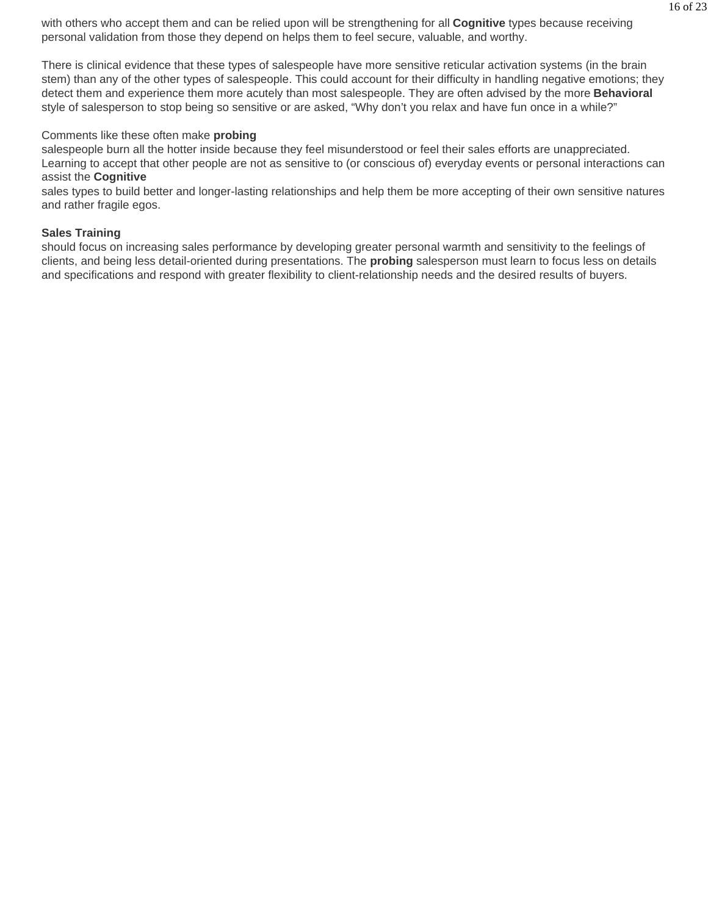with others who accept them and can be relied upon will be strengthening for all **Cognitive** types because receiving personal validation from those they depend on helps them to feel secure, valuable, and worthy.

There is clinical evidence that these types of salespeople have more sensitive reticular activation systems (in the brain stem) than any of the other types of salespeople. This could account for their difficulty in handling negative emotions; they detect them and experience them more acutely than most salespeople. They are often advised by the more **Behavioral** style of salesperson to stop being so sensitive or are asked, “Why don’t you relax and have fun once in a while?”

Comments like these often make **probing** salespeople burn all the hotter inside because they feel misunderstood or feel their sales efforts are unappreciated. Learning to accept that other people are not as sensitive to (or conscious of) everyday events or personal interactions can assist the **Cognitive** sales types to build better and longer-lasting relationships and help them be more accepting of their own sensitive natures and rather fragile egos.

**Sales Training** should focus on increasing sales performance by developing greater personal warmth and sensitivity to the feelings of clients, and being less detail-oriented during presentations. The **probing** salesperson must learn to focus less on details and specifications and respond with greater flexibility to client-relationship needs and the desired results of buyers.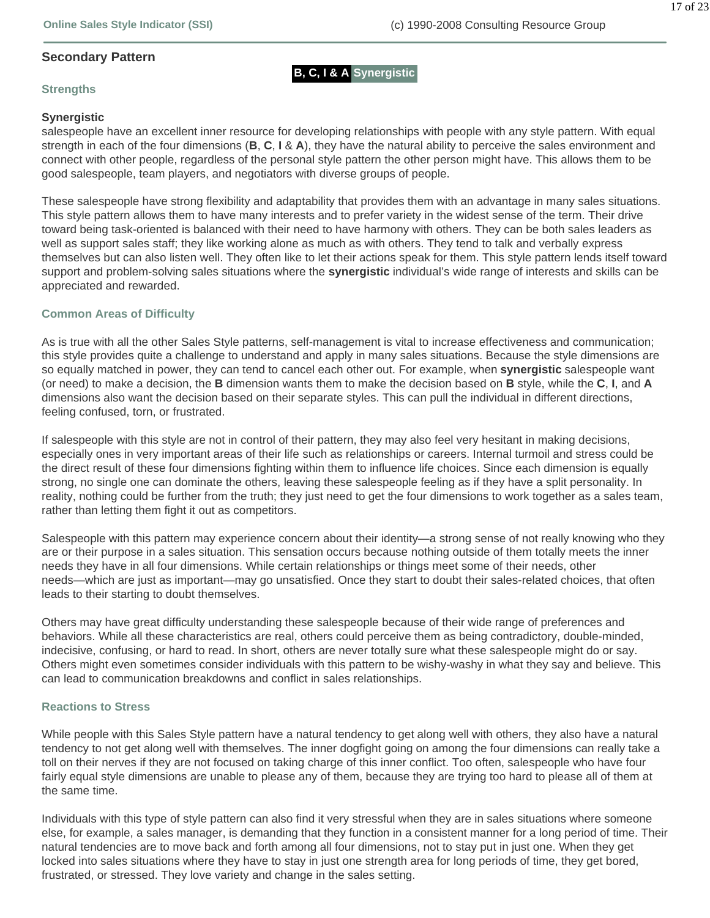## Secondary Pattern

**B, C, I & A Synergistic**

### Strengths

**Synergistic**

salespeople have an excellent inner resource for developing relationships with people with any style pattern. With equal strength in each of the four dimensions (**B**, **C**, **I** & **A**), they have the natural ability to perceive the sales environment and connect with other people, regardless of the personal style pattern the other person might have. This allows them to be good salespeople, team players, and negotiators with diverse groups of people.

These salespeople have strong flexibility and adaptability that provides them with an advantage in many sales situations. This style pattern allows them to have many interests and to prefer variety in the widest sense of the term. Their drive toward being task-oriented is balanced with their need to have harmony with others. They can be both sales leaders as well as support sales staff; they like working alone as much as with others. They tend to talk and verbally express themselves but can also listen well. They often like to let their actions speak for them. This style pattern lends itself toward support and problem-solving sales situations where the **synergistic** individual's wide range of interests and skills can be appreciated and rewarded.

### Common Areas of Difficulty

As is true with all the other Sales Style patterns, self-management is vital to increase effectiveness and communication; this style provides quite a challenge to understand and apply in many sales situations. Because the style dimensions are so equally matched in power, they can tend to cancel each other out. For example, when **synergistic** salespeople want (or need) to make a decision, the **B** dimension wants them to make the decision based on **B** style, while the **C**, **I**, and **A** dimensions also want the decision based on their separate styles. This can pull the individual in different directions, feeling confused, torn, or frustrated.

If salespeople with this style are not in control of their pattern, they may also feel very hesitant in making decisions, especially ones in very important areas of their life such as relationships or careers. Internal turmoil and stress could be the direct result of these four dimensions fighting within them to influence life choices. Since each dimension is equally strong, no single one can dominate the others, leaving these salespeople feeling as if they have a split personality. In reality, nothing could be further from the truth; they just need to get the four dimensions to work together as a sales team, rather than letting them fight it out as competitors.

Salespeople with this pattern may experience concern about their identity—a strong sense of not really knowing who they are or their purpose in a sales situation. This sensation occurs because nothing outside of them totally meets the inner needs they have in all four dimensions. While certain relationships or things meet some of their needs, other needs—which are just as important—may go unsatisfied. Once they start to doubt their sales-related choices, that often leads to their starting to doubt themselves.

Others may have great difficulty understanding these salespeople because of their wide range of preferences and behaviors. While all these characteristics are real, others could perceive them as being contradictory, double-minded, indecisive, confusing, or hard to read. In short, others are never totally sure what these salespeople might do or say. Others might even sometimes consider individuals with this pattern to be wishy-washy in what they say and believe. This can lead to communication breakdowns and conflict in sales relationships.

### Reactions to Stress

While people with this Sales Style pattern have a natural tendency to get along well with others, they also have a natural tendency to not get along well with themselves. The inner dogfight going on among the four dimensions can really take a toll on their nerves if they are not focused on taking charge of this inner conflict. Too often, salespeople who have four fairly equal style dimensions are unable to please any of them, because they are trying too hard to please all of them at the same time.

Individuals with this type of style pattern can also find it very stressful when they are in sales situations where someone else, for example, a sales manager, is demanding that they function in a consistent manner for a long period of time. Their natural tendencies are to move back and forth among all four dimensions, not to stay put in just one. When they get locked into sales situations where they have to stay in just one strength area for long periods of time, they get bored, frustrated, or stressed. They love variety and change in the sales setting.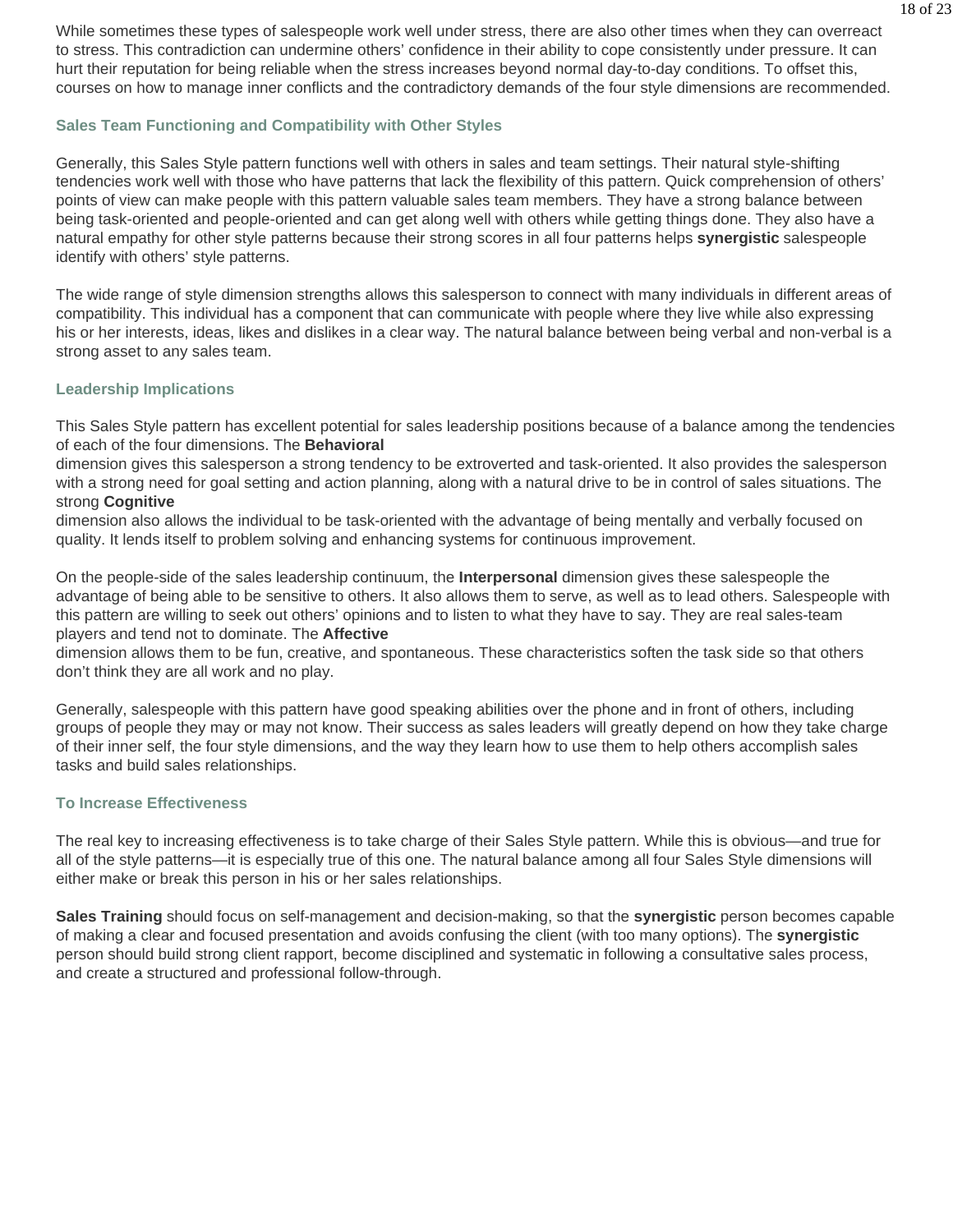While sometimes these types of salespeople work well under stress, there are also other times when they can overreact to stress. This contradiction can undermine others' confidence in their ability to cope consistently under pressure. It can hurt their reputation for being reliable when the stress increases beyond normal day-to-day conditions. To offset this, courses on how to manage inner conflicts and the contradictory demands of the four style dimensions are recommended.

### Sales Team Functioning and Compatibility with Other Styles

Generally, this Sales Style pattern functions well with others in sales and team settings. Their natural style-shifting tendencies work well with those who have patterns that lack the flexibility of this pattern. Quick comprehension of others' points of view can make people with this pattern valuable sales team members. They have a strong balance between being task-oriented and people-oriented and can get along well with others while getting things done. They also have a natural empathy for other style patterns because their strong scores in all four patterns helps **synergistic** salespeople identify with others' style patterns.

The wide range of style dimension strengths allows this salesperson to connect with many individuals in different areas of compatibility. This individual has a component that can communicate with people where they live while also expressing his or her interests, ideas, likes and dislikes in a clear way. The natural balance between being verbal and non-verbal is a strong asset to any sales team.

### Leadership Implications

This Sales Style pattern has excellent potential for sales leadership positions because of a balance among the tendencies of each of the four dimensions. The **Behavioral** dimension gives this salesperson a strong tendency to be extroverted and task-oriented. It also provides the salesperson with a strong need for goal setting and action planning, along with a natural drive to be in control of sales situations. The strong **Cognitive** dimension also allows the individual to be task-oriented with the advantage of being mentally and verbally focused on quality. It lends itself to problem solving and enhancing systems for continuous improvement.

On the people-side of the sales leadership continuum, the **Interpersonal** dimension gives these salespeople the advantage of being able to be sensitive to others. It also allows them to serve, as well as to lead others. Salespeople with this pattern are willing to seek out others' opinions and to listen to what they have to say. They are real sales-team players and tend not to dominate. The **Affective** dimension allows them to be fun, creative, and spontaneous. These characteristics soften the task side so that others don't think they are all work and no play.

Generally, salespeople with this pattern have good speaking abilities over the phone and in front of others, including groups of people they may or may not know. Their success as sales leaders will greatly depend on how they take charge of their inner self, the four style dimensions, and the way they learn how to use them to help others accomplish sales tasks and build sales relationships.

### To Increase Effectiveness

The real key to increasing effectiveness is to take charge of their Sales Style pattern. While this is obvious—and true for all of the style patterns—it is especially true of this one. The natural balance among all four Sales Style dimensions will either make or break this person in his or her sales relationships.

**Sales Training** should focus on self-management and decision-making, so that the **synergistic** person becomes capable of making a clear and focused presentation and avoids confusing the client (with too many options). The **synergistic** person should build strong client rapport, become disciplined and systematic in following a consultative sales process, and create a structured and professional follow-through.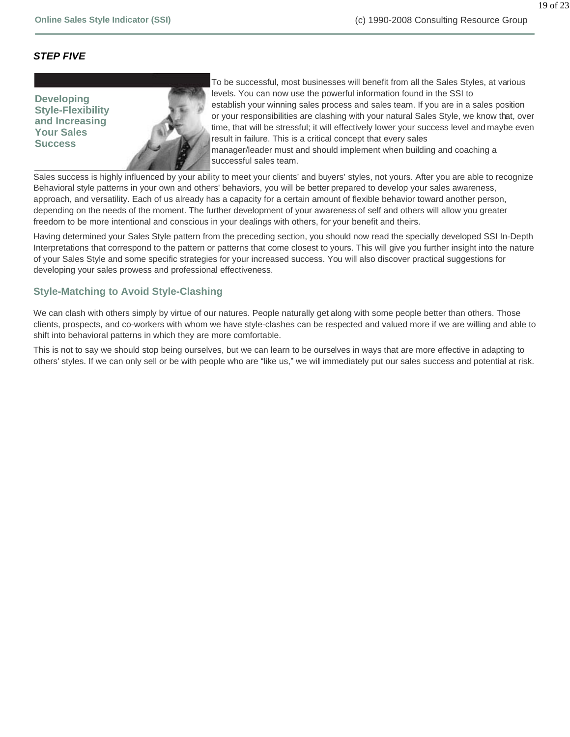***STEP FIVE***

## Developing Style-Flexibility and Increasing Your Sales Success

To be successful, most businesses will benefit from all the Sales Styles, at various levels. You can now use the powerful information found in the SSI to establish your winning sales process and sales team. If you are in a sales position or your responsibilities are clashing with your natural Sales Style, we know that, over time, that will be stressful; it will effectively lower your success level and maybe even result in failure. This is a critical concept that every sales manager/leader must and should implement when building and coaching a successful sales team.

Sales success is highly influenced by your ability to meet your clients' and buyers' styles, not yours. After you are able to recognize Behavioral style patterns in your own and others' behaviors, you will be better prepared to develop your sales awareness, approach, and versatility. Each of us already has a capacity for a certain amount of flexible behavior toward another person, depending on the needs of the moment. The further development of your awareness of self and others will allow you greater freedom to be more intentional and conscious in your dealings with others, for your benefit and theirs.

Having determined your Sales Style pattern from the preceding section, you should now read the specially developed SSI In-Depth Interpretations that correspond to the pattern or patterns that come closest to yours. This will give you further insight into the nature of your Sales Style and some specific strategies for your increased success. You will also discover practical suggestions for developing your sales prowess and professional effectiveness.

## Style-Matching to Avoid Style-Clashing

We can clash with others simply by virtue of our natures. People naturally get along with some people better than others. Those clients, prospects, and co-workers with whom we have style-clashes can be respected and valued more if we are willing and able to shift into behavioral patterns in which they are more comfortable.

This is not to say we should stop being ourselves, but we can learn to be ourselves in ways that are more effective in adapting to others' styles. If we can only sell or be with people who are "like us," we will immediately put our sales success and potential at risk.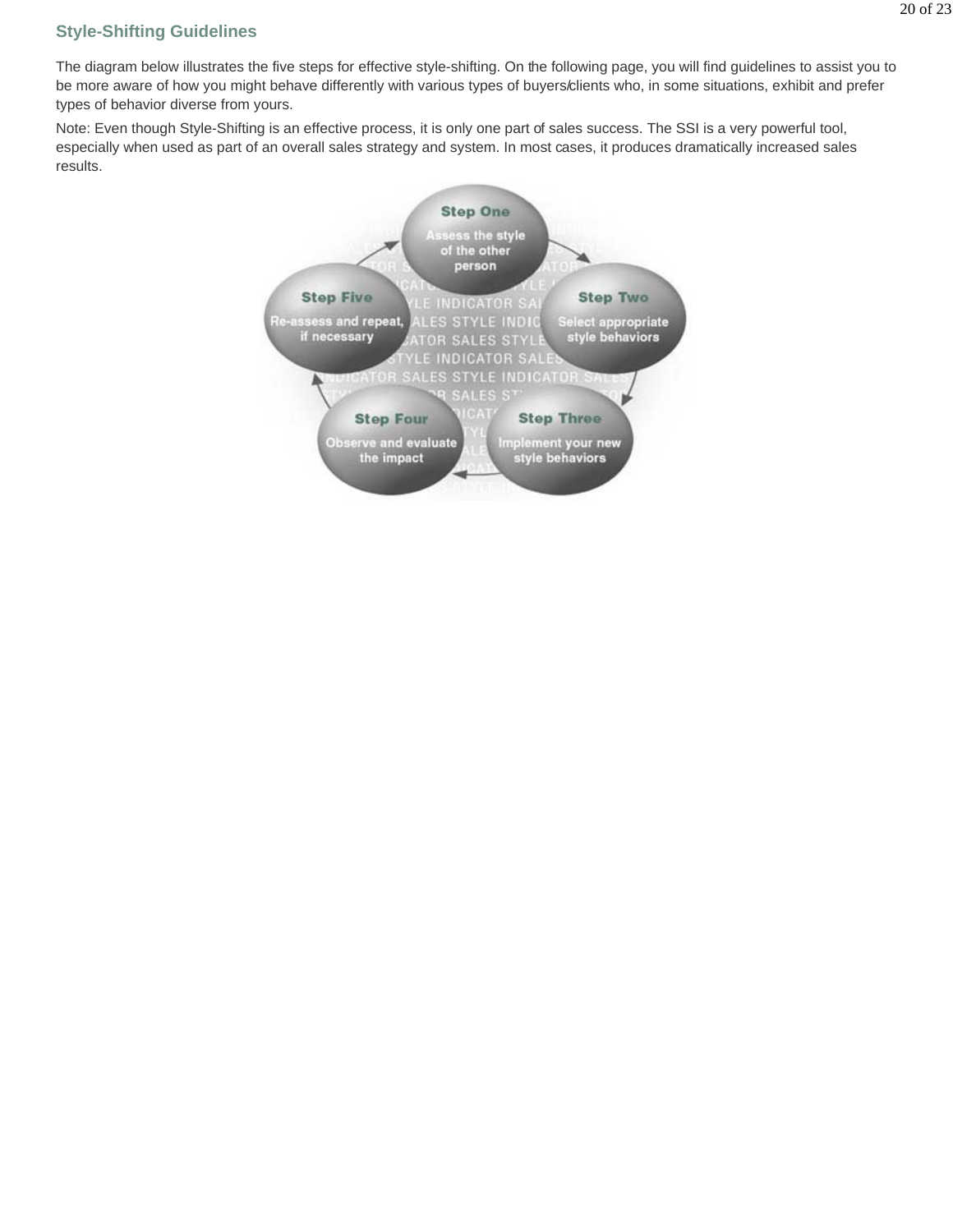## Style-Shifting Guidelines

The diagram below illustrates the five steps for effective style-shifting. On the following page, you will find guidelines to assist you to be more aware of how you might behave differently with various types of buyers/clients who, in some situations, exhibit and prefer types of behavior diverse from yours.

Note: Even though Style-Shifting is an effective process, it is only one part of sales success. The SSI is a very powerful tool, especially when used as part of an overall sales strategy and system. In most cases, it produces dramatically increased sales results.

**Step One**
Assess the style of the other person

**Step Two**
Select appropriate style behaviors

**Step Three**
Implement your new style behaviors

**Step Four**
Observe and evaluate the impact

**Step Five**
Re-assess and repeat, if necessary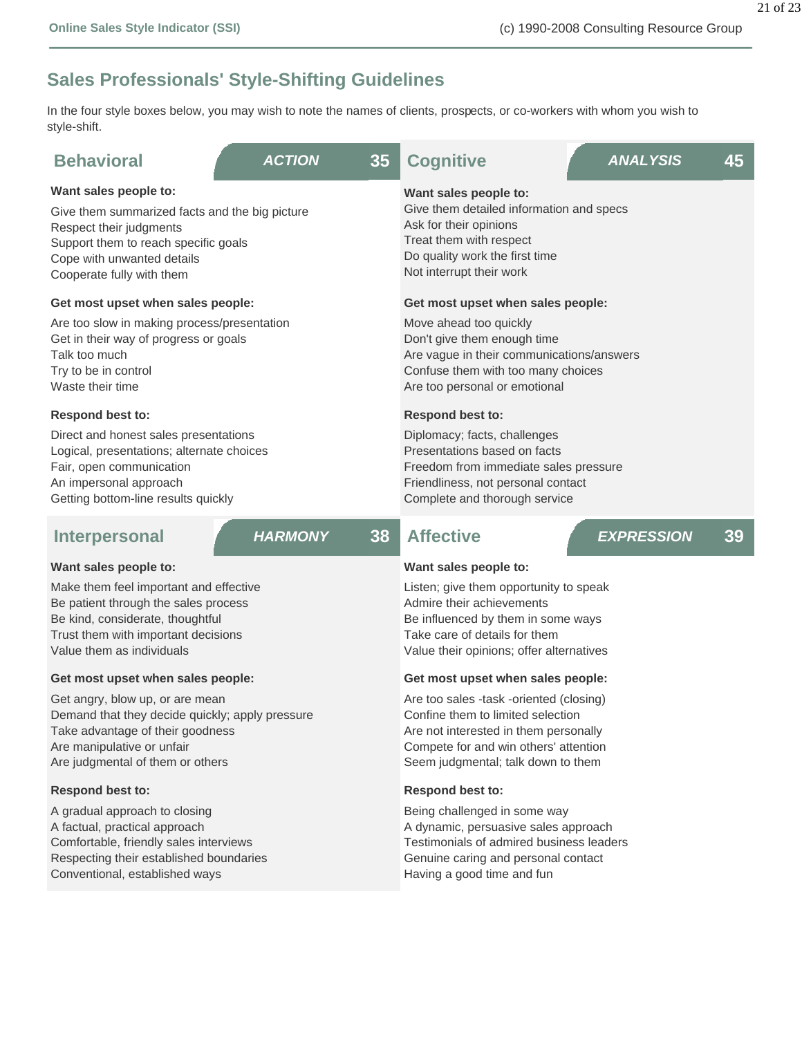## Sales Professionals' Style-Shifting Guidelines

In the four style boxes below, you may wish to note the names of clients, prospects, or co-workers with whom you wish to style-shift.

### Behavioral — *ACTION* 35

**Want sales people to:**

Give them summarized facts and the big picture
Respect their judgments
Support them to reach specific goals
Cope with unwanted details
Cooperate fully with them

**Get most upset when sales people:**

Are too slow in making process/presentation
Get in their way of progress or goals
Talk too much
Try to be in control
Waste their time

**Respond best to:**

Direct and honest sales presentations
Logical, presentations; alternate choices
Fair, open communication
An impersonal approach
Getting bottom-line results quickly

### Cognitive — *ANALYSIS* 45

**Want sales people to:**

Give them detailed information and specs
Ask for their opinions
Treat them with respect
Do quality work the first time
Not interrupt their work

**Get most upset when sales people:**

Move ahead too quickly
Don't give them enough time
Are vague in their communications/answers
Confuse them with too many choices
Are too personal or emotional

**Respond best to:**

Diplomacy; facts, challenges
Presentations based on facts
Freedom from immediate sales pressure
Friendliness, not personal contact
Complete and thorough service

### Interpersonal — *HARMONY* 38

**Want sales people to:**

Make them feel important and effective
Be patient through the sales process
Be kind, considerate, thoughtful
Trust them with important decisions
Value them as individuals

**Get most upset when sales people:**

Get angry, blow up, or are mean
Demand that they decide quickly; apply pressure
Take advantage of their goodness
Are manipulative or unfair
Are judgmental of them or others

**Respond best to:**

A gradual approach to closing
A factual, practical approach
Comfortable, friendly sales interviews
Respecting their established boundaries
Conventional, established ways

### Affective — *EXPRESSION* 39

**Want sales people to:**

Listen; give them opportunity to speak
Admire their achievements
Be influenced by them in some ways
Take care of details for them
Value their opinions; offer alternatives

**Get most upset when sales people:**

Are too sales -task -oriented (closing)
Confine them to limited selection
Are not interested in them personally
Compete for and win others' attention
Seem judgmental; talk down to them

**Respond best to:**

Being challenged in some way
A dynamic, persuasive sales approach
Testimonials of admired business leaders
Genuine caring and personal contact
Having a good time and fun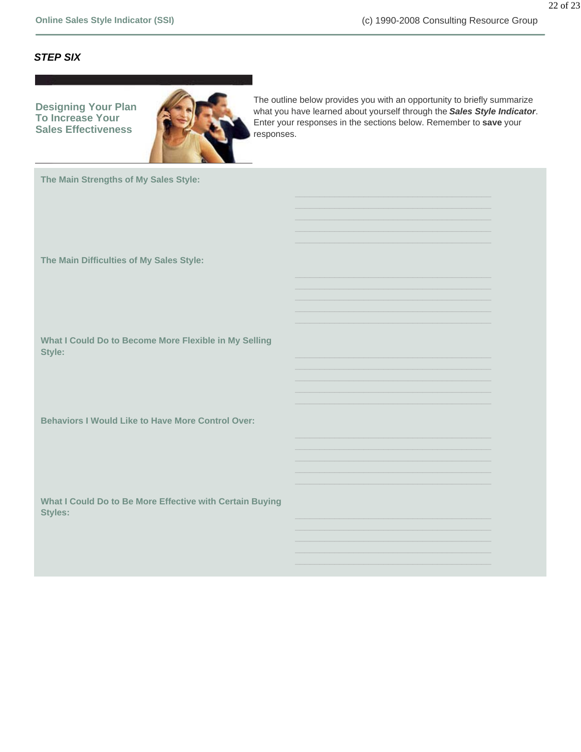***STEP SIX***

## Designing Your Plan To Increase Your Sales Effectiveness

The outline below provides you with an opportunity to briefly summarize what you have learned about yourself through the ***Sales Style Indicator***. Enter your responses in the sections below. Remember to **save** your responses.

**The Main Strengths of My Sales Style:**

\_\_\_\_\_\_\_\_\_\_\_\_\_\_\_\_\_\_\_\_\_\_\_\_\_\_\_\_\_\_\_\_\_\_\_\_\_\_\_\_

\_\_\_\_\_\_\_\_\_\_\_\_\_\_\_\_\_\_\_\_\_\_\_\_\_\_\_\_\_\_\_\_\_\_\_\_\_\_\_\_

\_\_\_\_\_\_\_\_\_\_\_\_\_\_\_\_\_\_\_\_\_\_\_\_\_\_\_\_\_\_\_\_\_\_\_\_\_\_\_\_

\_\_\_\_\_\_\_\_\_\_\_\_\_\_\_\_\_\_\_\_\_\_\_\_\_\_\_\_\_\_\_\_\_\_\_\_\_\_\_\_

\_\_\_\_\_\_\_\_\_\_\_\_\_\_\_\_\_\_\_\_\_\_\_\_\_\_\_\_\_\_\_\_\_\_\_\_\_\_\_\_

**The Main Difficulties of My Sales Style:**

\_\_\_\_\_\_\_\_\_\_\_\_\_\_\_\_\_\_\_\_\_\_\_\_\_\_\_\_\_\_\_\_\_\_\_\_\_\_\_\_

\_\_\_\_\_\_\_\_\_\_\_\_\_\_\_\_\_\_\_\_\_\_\_\_\_\_\_\_\_\_\_\_\_\_\_\_\_\_\_\_

\_\_\_\_\_\_\_\_\_\_\_\_\_\_\_\_\_\_\_\_\_\_\_\_\_\_\_\_\_\_\_\_\_\_\_\_\_\_\_\_

\_\_\_\_\_\_\_\_\_\_\_\_\_\_\_\_\_\_\_\_\_\_\_\_\_\_\_\_\_\_\_\_\_\_\_\_\_\_\_\_

\_\_\_\_\_\_\_\_\_\_\_\_\_\_\_\_\_\_\_\_\_\_\_\_\_\_\_\_\_\_\_\_\_\_\_\_\_\_\_\_

**What I Could Do to Become More Flexible in My Selling Style:**

\_\_\_\_\_\_\_\_\_\_\_\_\_\_\_\_\_\_\_\_\_\_\_\_\_\_\_\_\_\_\_\_\_\_\_\_\_\_\_\_

\_\_\_\_\_\_\_\_\_\_\_\_\_\_\_\_\_\_\_\_\_\_\_\_\_\_\_\_\_\_\_\_\_\_\_\_\_\_\_\_

\_\_\_\_\_\_\_\_\_\_\_\_\_\_\_\_\_\_\_\_\_\_\_\_\_\_\_\_\_\_\_\_\_\_\_\_\_\_\_\_

\_\_\_\_\_\_\_\_\_\_\_\_\_\_\_\_\_\_\_\_\_\_\_\_\_\_\_\_\_\_\_\_\_\_\_\_\_\_\_\_

\_\_\_\_\_\_\_\_\_\_\_\_\_\_\_\_\_\_\_\_\_\_\_\_\_\_\_\_\_\_\_\_\_\_\_\_\_\_\_\_

**Behaviors I Would Like to Have More Control Over:**

\_\_\_\_\_\_\_\_\_\_\_\_\_\_\_\_\_\_\_\_\_\_\_\_\_\_\_\_\_\_\_\_\_\_\_\_\_\_\_\_

\_\_\_\_\_\_\_\_\_\_\_\_\_\_\_\_\_\_\_\_\_\_\_\_\_\_\_\_\_\_\_\_\_\_\_\_\_\_\_\_

\_\_\_\_\_\_\_\_\_\_\_\_\_\_\_\_\_\_\_\_\_\_\_\_\_\_\_\_\_\_\_\_\_\_\_\_\_\_\_\_

\_\_\_\_\_\_\_\_\_\_\_\_\_\_\_\_\_\_\_\_\_\_\_\_\_\_\_\_\_\_\_\_\_\_\_\_\_\_\_\_

\_\_\_\_\_\_\_\_\_\_\_\_\_\_\_\_\_\_\_\_\_\_\_\_\_\_\_\_\_\_\_\_\_\_\_\_\_\_\_\_

**What I Could Do to Be More Effective with Certain Buying Styles:**

\_\_\_\_\_\_\_\_\_\_\_\_\_\_\_\_\_\_\_\_\_\_\_\_\_\_\_\_\_\_\_\_\_\_\_\_\_\_\_\_

\_\_\_\_\_\_\_\_\_\_\_\_\_\_\_\_\_\_\_\_\_\_\_\_\_\_\_\_\_\_\_\_\_\_\_\_\_\_\_\_

\_\_\_\_\_\_\_\_\_\_\_\_\_\_\_\_\_\_\_\_\_\_\_\_\_\_\_\_\_\_\_\_\_\_\_\_\_\_\_\_

\_\_\_\_\_\_\_\_\_\_\_\_\_\_\_\_\_\_\_\_\_\_\_\_\_\_\_\_\_\_\_\_\_\_\_\_\_\_\_\_

\_\_\_\_\_\_\_\_\_\_\_\_\_\_\_\_\_\_\_\_\_\_\_\_\_\_\_\_\_\_\_\_\_\_\_\_\_\_\_\_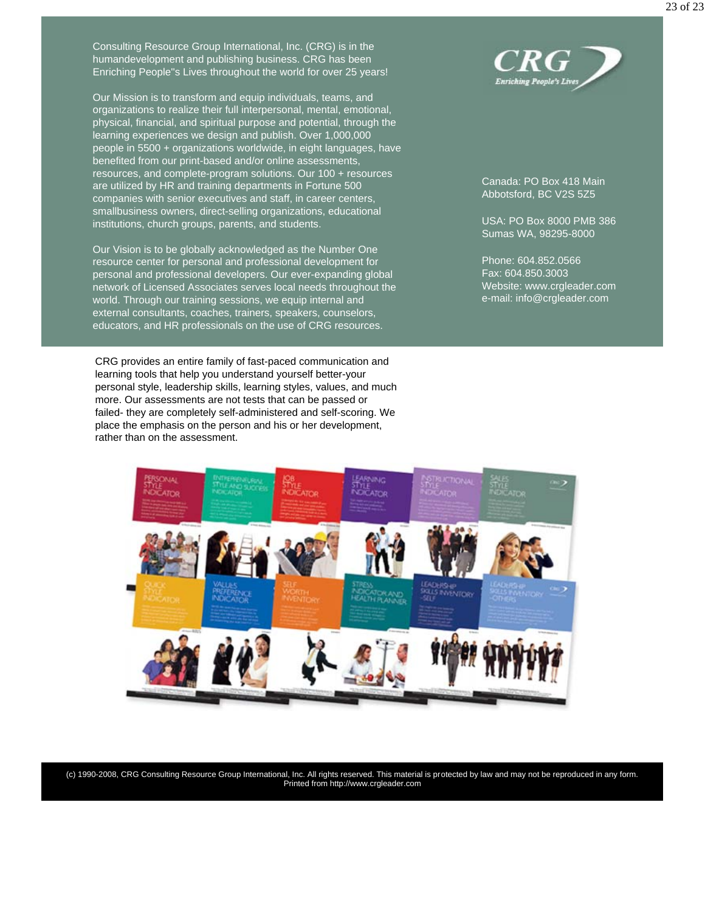Consulting Resource Group International, Inc. (CRG) is in the humandevelopment and publishing business. CRG has been Enriching People"s Lives throughout the world for over 25 years!

Our Mission is to transform and equip individuals, teams, and organizations to realize their full interpersonal, mental, emotional, physical, financial, and spiritual purpose and potential, through the learning experiences we design and publish. Over 1,000,000 people in 5500 + organizations worldwide, in eight languages, have benefited from our print-based and/or online assessments, resources, and complete-program solutions. Our 100 + resources are utilized by HR and training departments in Fortune 500 companies with senior executives and staff, in career centers, smallbusiness owners, direct-selling organizations, educational institutions, church groups, parents, and students.

Our Vision is to be globally acknowledged as the Number One resource center for personal and professional development for personal and professional developers. Our ever-expanding global network of Licensed Associates serves local needs throughout the world. Through our training sessions, we equip internal and external consultants, coaches, trainers, speakers, counselors, educators, and HR professionals on the use of CRG resources.

**CRG**
*Enriching People's Lives*

Canada: PO Box 418 Main
Abbotsford, BC V2S 5Z5

USA: PO Box 8000 PMB 386
Sumas WA, 98295-8000

Phone: 604.852.0566
Fax: 604.850.3003
Website: www.crgleader.com
e-mail: info@crgleader.com

CRG provides an entire family of fast-paced communication and learning tools that help you understand yourself better-your personal style, leadership skills, learning styles, values, and much more. Our assessments are not tests that can be passed or failed- they are completely self-administered and self-scoring. We place the emphasis on the person and his or her development, rather than on the assessment.

(c) 1990-2008, CRG Consulting Resource Group International, Inc. All rights reserved. This material is protected by law and may not be reproduced in any form. Printed from http://www.crgleader.com